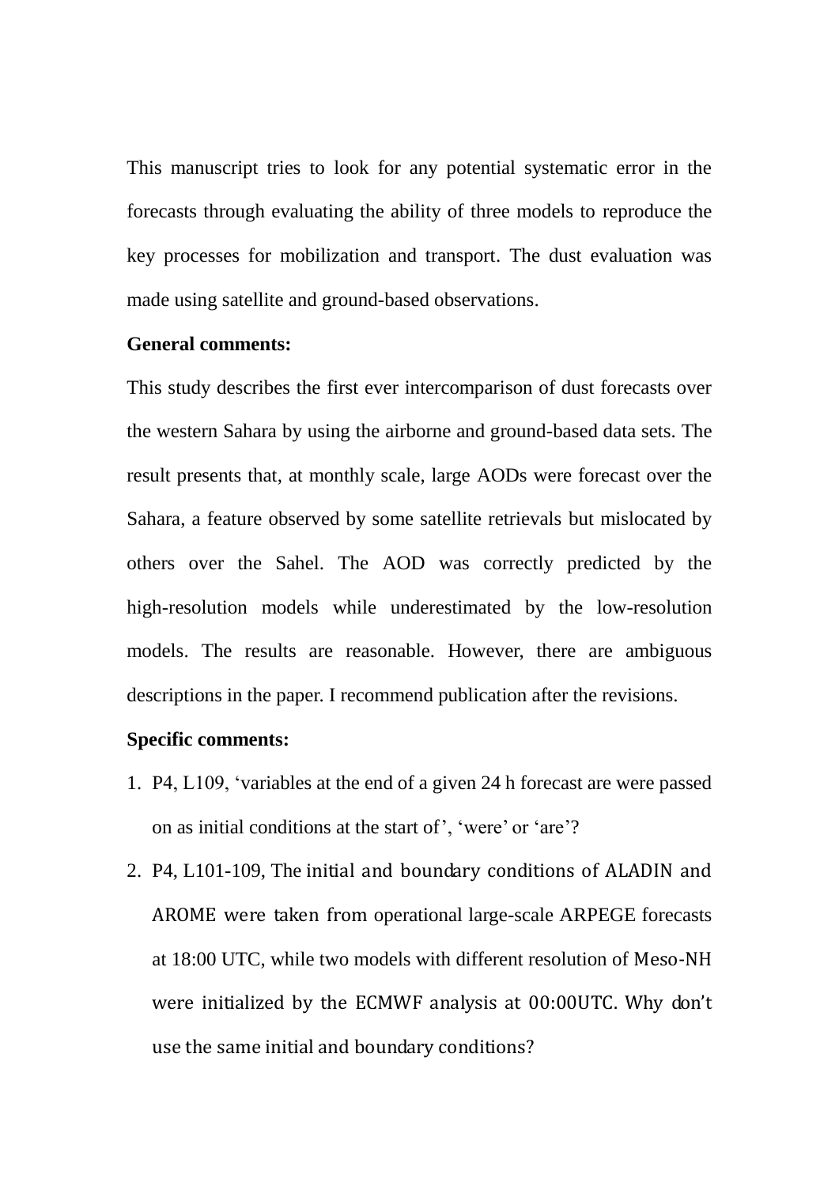This manuscript tries to look for any potential systematic error in the forecasts through evaluating the ability of three models to reproduce the key processes for mobilization and transport. The dust evaluation was made using satellite and ground-based observations.

**General comments:**

This study describes the first ever intercomparison of dust forecasts over the western Sahara by using the airborne and ground-based data sets. The result presents that, at monthly scale, large AODs were forecast over the Sahara, a feature observed by some satellite retrievals but mislocated by others over the Sahel. The AOD was correctly predicted by the high-resolution models while underestimated by the low-resolution models. The results are reasonable. However, there are ambiguous descriptions in the paper. I recommend publication after the revisions.

**Specific comments:**

1. P4, L109, 'variables at the end of a given 24 h forecast are were passed on as initial conditions at the start of', 'were' or 'are'?
2. P4, L101-109, The initial and boundary conditions of ALADIN and AROME were taken from operational large-scale ARPEGE forecasts at 18:00 UTC, while two models with different resolution of Meso-NH were initialized by the ECMWF analysis at 00:00UTC. Why don't use the same initial and boundary conditions?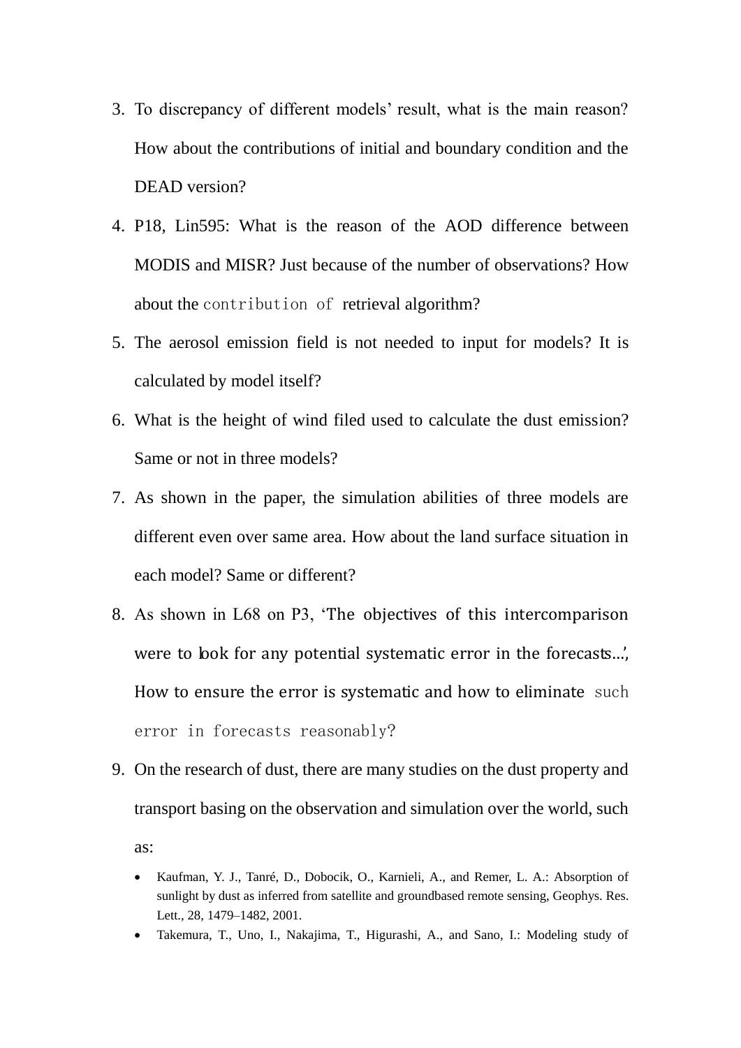3. To discrepancy of different models' result, what is the main reason? How about the contributions of initial and boundary condition and the DEAD version?
4. P18, Lin595: What is the reason of the AOD difference between MODIS and MISR? Just because of the number of observations? How about the contribution of retrieval algorithm?
5. The aerosol emission field is not needed to input for models? It is calculated by model itself?
6. What is the height of wind filed used to calculate the dust emission? Same or not in three models?
7. As shown in the paper, the simulation abilities of three models are different even over same area. How about the land surface situation in each model? Same or different?
8. As shown in L68 on P3, 'The objectives of this intercomparison were to look for any potential systematic error in the forecasts...', How to ensure the error is systematic and how to eliminate such error in forecasts reasonably?
9. On the research of dust, there are many studies on the dust property and transport basing on the observation and simulation over the world, such as:
   - Kaufman, Y. J., Tanré, D., Dobocik, O., Karnieli, A., and Remer, L. A.: Absorption of sunlight by dust as inferred from satellite and groundbased remote sensing, Geophys. Res. Lett., 28, 1479–1482, 2001.
   - Takemura, T., Uno, I., Nakajima, T., Higurashi, A., and Sano, I.: Modeling study of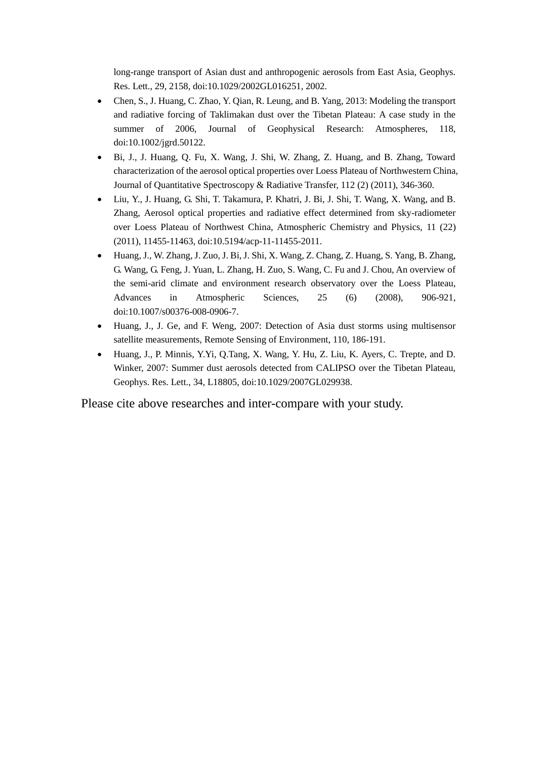long-range transport of Asian dust and anthropogenic aerosols from East Asia, Geophys. Res. Lett., 29, 2158, doi:10.1029/2002GL016251, 2002.

- Chen, S., J. Huang, C. Zhao, Y. Qian, R. Leung, and B. Yang, 2013: Modeling the transport and radiative forcing of Taklimakan dust over the Tibetan Plateau: A case study in the summer of 2006, Journal of Geophysical Research: Atmospheres, 118, doi:10.1002/jgrd.50122.
- Bi, J., J. Huang, Q. Fu, X. Wang, J. Shi, W. Zhang, Z. Huang, and B. Zhang, Toward characterization of the aerosol optical properties over Loess Plateau of Northwestern China, Journal of Quantitative Spectroscopy & Radiative Transfer, 112 (2) (2011), 346-360.
- Liu, Y., J. Huang, G. Shi, T. Takamura, P. Khatri, J. Bi, J. Shi, T. Wang, X. Wang, and B. Zhang, Aerosol optical properties and radiative effect determined from sky-radiometer over Loess Plateau of Northwest China, Atmospheric Chemistry and Physics, 11 (22) (2011), 11455-11463, doi:10.5194/acp-11-11455-2011.
- Huang, J., W. Zhang, J. Zuo, J. Bi, J. Shi, X. Wang, Z. Chang, Z. Huang, S. Yang, B. Zhang, G. Wang, G. Feng, J. Yuan, L. Zhang, H. Zuo, S. Wang, C. Fu and J. Chou, An overview of the semi-arid climate and environment research observatory over the Loess Plateau, Advances in Atmospheric Sciences, 25 (6) (2008), 906-921, doi:10.1007/s00376-008-0906-7.
- Huang, J., J. Ge, and F. Weng, 2007: Detection of Asia dust storms using multisensor satellite measurements, Remote Sensing of Environment, 110, 186-191.
- Huang, J., P. Minnis, Y.Yi, Q.Tang, X. Wang, Y. Hu, Z. Liu, K. Ayers, C. Trepte, and D. Winker, 2007: Summer dust aerosols detected from CALIPSO over the Tibetan Plateau, Geophys. Res. Lett., 34, L18805, doi:10.1029/2007GL029938.

Please cite above researches and inter-compare with your study.